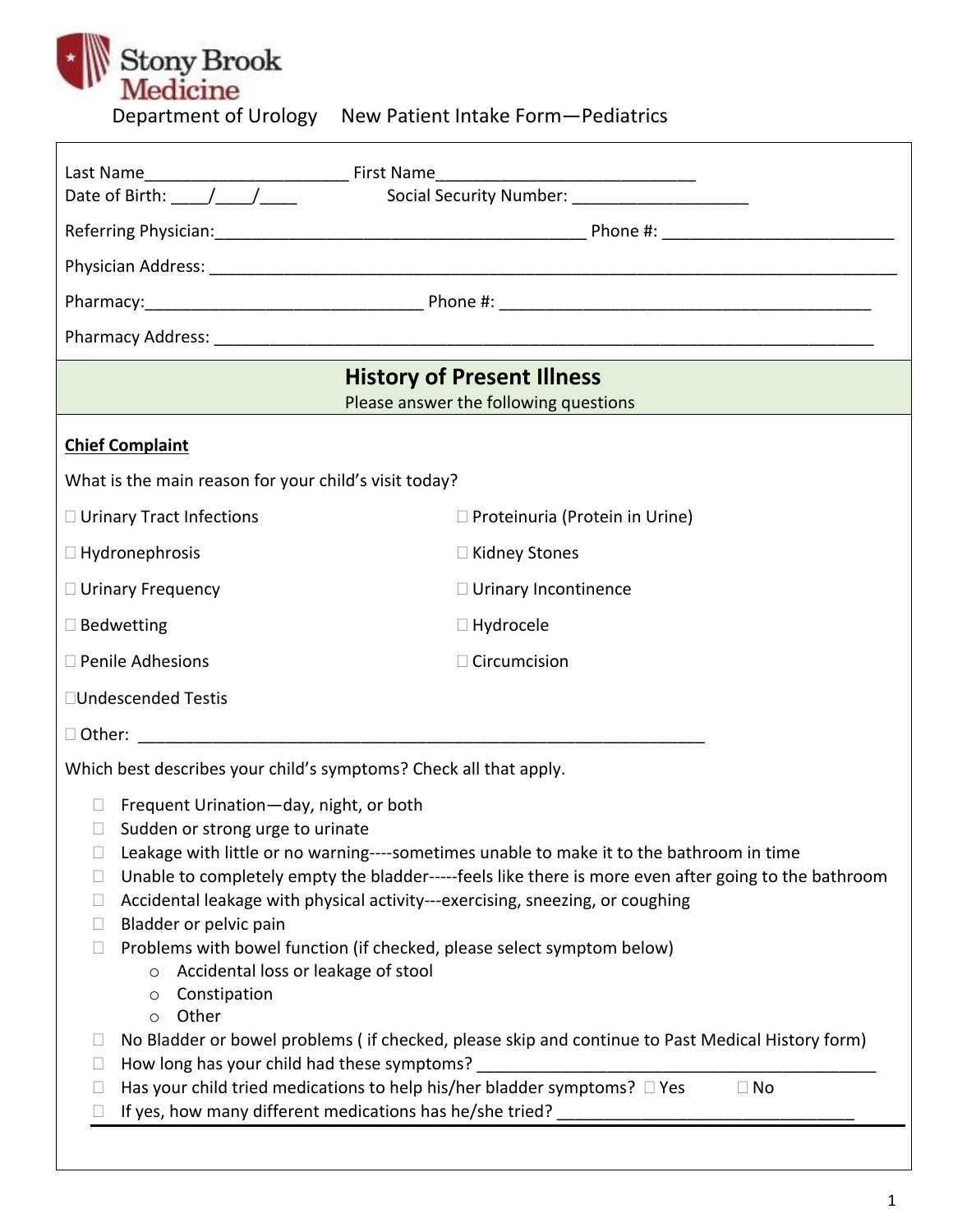Stony Brook Medicine

Department of Urology New Patient Intake Form—Pediatrics

Last Name______________________ First Name____________________________
Date of Birth: ____/____/____ Social Security Number: ___________________

Referring Physician:________________________________________ Phone #: _________________________

Physician Address: _____________________________________________________________________________

Pharmacy:______________________________ Phone #: _________________________________________

Pharmacy Address: ____________________________________________________________________________

## History of Present Illness

Please answer the following questions

**Chief Complaint**

What is the main reason for your child's visit today?

- ☐ Urinary Tract Infections
- ☐ Proteinuria (Protein in Urine)
- ☐ Hydronephrosis
- ☐ Kidney Stones
- ☐ Urinary Frequency
- ☐ Urinary Incontinence
- ☐ Bedwetting
- ☐ Hydrocele
- ☐ Penile Adhesions
- ☐ Circumcision
- ☐ Undescended Testis
- ☐ Other: ______________________________________________________________

Which best describes your child's symptoms? Check all that apply.

- ☐ Frequent Urination—day, night, or both
- ☐ Sudden or strong urge to urinate
- ☐ Leakage with little or no warning----sometimes unable to make it to the bathroom in time
- ☐ Unable to completely empty the bladder-----feels like there is more even after going to the bathroom
- ☐ Accidental leakage with physical activity---exercising, sneezing, or coughing
- ☐ Bladder or pelvic pain
- ☐ Problems with bowel function (if checked, please select symptom below)
  - Accidental loss or leakage of stool
  - Constipation
  - Other
- ☐ No Bladder or bowel problems ( if checked, please skip and continue to Past Medical History form)
- ☐ How long has your child had these symptoms? _____________________________________________
- ☐ Has your child tried medications to help his/her bladder symptoms? ☐ Yes ☐ No
- ☐ If yes, how many different medications has he/she tried? ________________________________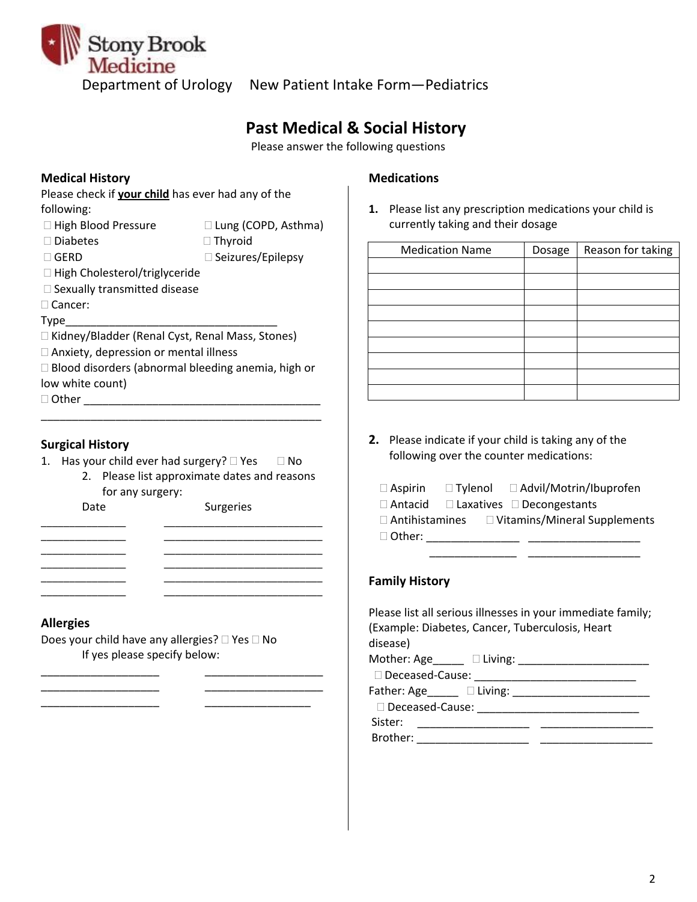Department of Urology New Patient Intake Form—Pediatrics

# Past Medical & Social History

Please answer the following questions

## Medical History

Please check if **your child** has ever had any of the following:

- ☐ High Blood Pressure
- ☐ Lung (COPD, Asthma)
- ☐ Diabetes
- ☐ Thyroid
- ☐ GERD
- ☐ Seizures/Epilepsy
- ☐ High Cholesterol/triglyceride
- ☐ Sexually transmitted disease
- ☐ Cancer: Type__________________________________
- ☐ Kidney/Bladder (Renal Cyst, Renal Mass, Stones)
- ☐ Anxiety, depression or mental illness
- ☐ Blood disorders (abnormal bleeding anemia, high or low white count)
- ☐ Other ______________________________________

______________________________________________

## Surgical History

1. Has your child ever had surgery? ☐ Yes ☐ No
2. Please list approximate dates and reasons for any surgery:

| Date | Surgeries |
|---|---|
| ______________ | __________________________ |
| ______________ | __________________________ |
| ______________ | __________________________ |
| ______________ | __________________________ |
| ______________ | __________________________ |
| ______________ | __________________________ |

## Allergies

Does your child have any allergies? ☐ Yes ☐ No

If yes please specify below:

___________________ ___________________

___________________ ___________________

___________________ _________________

## Medications

1. Please list any prescription medications your child is currently taking and their dosage

| Medication Name | Dosage | Reason for taking |
|---|---|---|
| | | |
| | | |
| | | |
| | | |
| | | |
| | | |
| | | |
| | | |
| | | |

2. Please indicate if your child is taking any of the following over the counter medications:

- ☐ Aspirin
- ☐ Tylenol
- ☐ Advil/Motrin/Ibuprofen
- ☐ Antacid
- ☐ Laxatives
- ☐ Decongestants
- ☐ Antihistamines
- ☐ Vitamins/Mineral Supplements
- ☐ Other: _______________ __________________

_______________ __________________

## Family History

Please list all serious illnesses in your immediate family; (Example: Diabetes, Cancer, Tuberculosis, Heart disease)

Mother: Age_____ ☐ Living: _____________________

☐ Deceased-Cause: __________________________

Father: Age_____ ☐ Living: ______________________

☐ Deceased-Cause: __________________________

Sister: __________________ __________________

Brother: __________________ __________________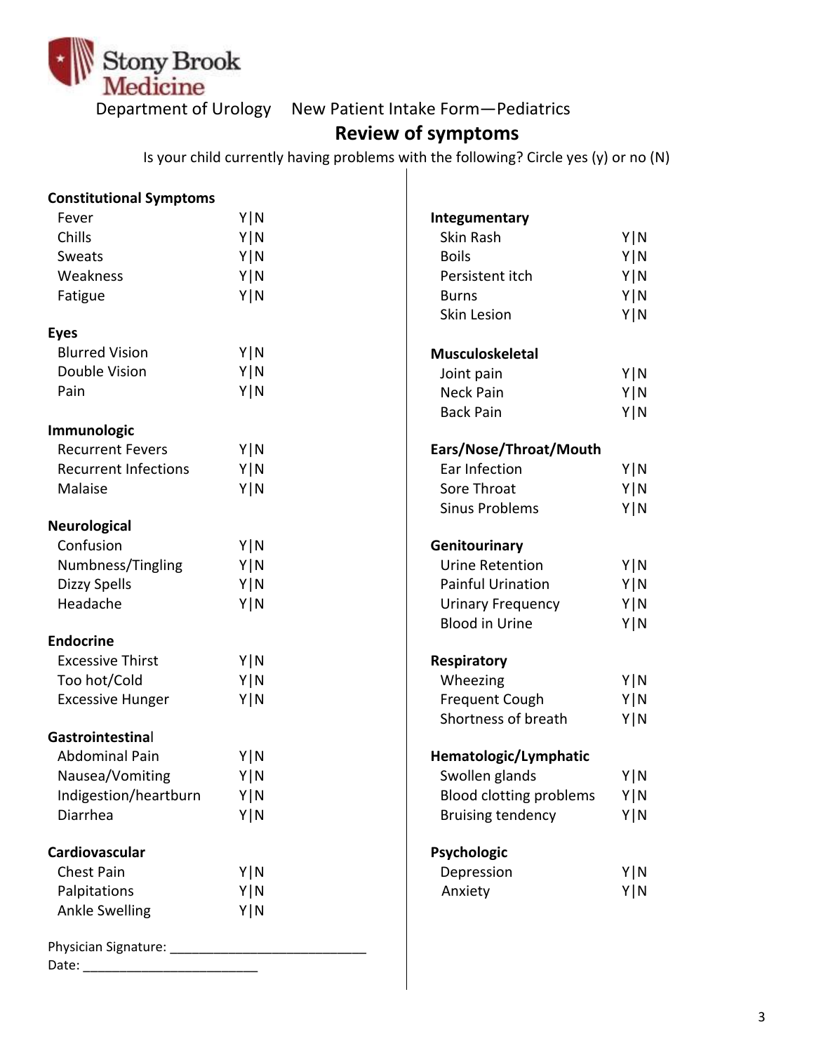Stony Brook Medicine

Department of Urology New Patient Intake Form—Pediatrics

## Review of symptoms

Is your child currently having problems with the following? Circle yes (y) or no (N)

**Constitutional Symptoms**

| | |
|---|---|
| Fever | Y\|N |
| Chills | Y\|N |
| Sweats | Y\|N |
| Weakness | Y\|N |
| Fatigue | Y\|N |

**Eyes**

| | |
|---|---|
| Blurred Vision | Y\|N |
| Double Vision | Y\|N |
| Pain | Y\|N |

**Immunologic**

| | |
|---|---|
| Recurrent Fevers | Y\|N |
| Recurrent Infections | Y\|N |
| Malaise | Y\|N |

**Neurological**

| | |
|---|---|
| Confusion | Y\|N |
| Numbness/Tingling | Y\|N |
| Dizzy Spells | Y\|N |
| Headache | Y\|N |

**Endocrine**

| | |
|---|---|
| Excessive Thirst | Y\|N |
| Too hot/Cold | Y\|N |
| Excessive Hunger | Y\|N |

**Gastrointestinal**

| | |
|---|---|
| Abdominal Pain | Y\|N |
| Nausea/Vomiting | Y\|N |
| Indigestion/heartburn | Y\|N |
| Diarrhea | Y\|N |

**Cardiovascular**

| | |
|---|---|
| Chest Pain | Y\|N |
| Palpitations | Y\|N |
| Ankle Swelling | Y\|N |

Physician Signature: ___________________________

Date: _________________________

**Integumentary**

| | |
|---|---|
| Skin Rash | Y\|N |
| Boils | Y\|N |
| Persistent itch | Y\|N |
| Burns | Y\|N |
| Skin Lesion | Y\|N |

**Musculoskeletal**

| | |
|---|---|
| Joint pain | Y\|N |
| Neck Pain | Y\|N |
| Back Pain | Y\|N |

**Ears/Nose/Throat/Mouth**

| | |
|---|---|
| Ear Infection | Y\|N |
| Sore Throat | Y\|N |
| Sinus Problems | Y\|N |

**Genitourinary**

| | |
|---|---|
| Urine Retention | Y\|N |
| Painful Urination | Y\|N |
| Urinary Frequency | Y\|N |
| Blood in Urine | Y\|N |

**Respiratory**

| | |
|---|---|
| Wheezing | Y\|N |
| Frequent Cough | Y\|N |
| Shortness of breath | Y\|N |

**Hematologic/Lymphatic**

| | |
|---|---|
| Swollen glands | Y\|N |
| Blood clotting problems | Y\|N |
| Bruising tendency | Y\|N |

**Psychologic**

| | |
|---|---|
| Depression | Y\|N |
| Anxiety | Y\|N |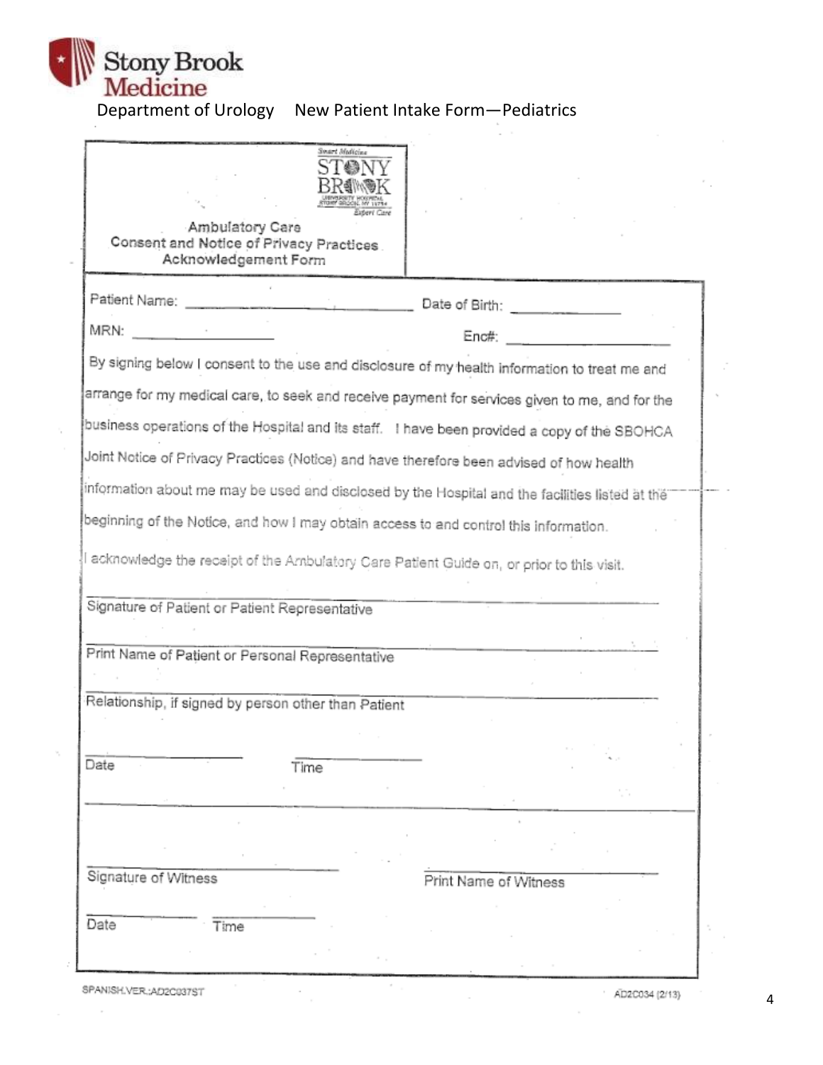Stony Brook Medicine

Department of Urology New Patient Intake Form—Pediatrics

Smart Medicine
STONY BROOK
University Hospital
Stony Brook, NY 11794
Expert Care

## Ambulatory Care
## Consent and Notice of Privacy Practices
## Acknowledgement Form

Patient Name: ______________________________ Date of Birth: ______________

MRN: __________________ Enc#: ____________________

By signing below I consent to the use and disclosure of my health information to treat me and arrange for my medical care, to seek and receive payment for services given to me, and for the business operations of the Hospital and its staff. I have been provided a copy of the SBOHCA Joint Notice of Privacy Practices (Notice) and have therefore been advised of how health information about me may be used and disclosed by the Hospital and the facilities listed at the beginning of the Notice, and how I may obtain access to and control this information.

I acknowledge the receipt of the Ambulatory Care Patient Guide on, or prior to this visit.

______________________________________________
Signature of Patient or Patient Representative

______________________________________________
Print Name of Patient or Personal Representative

______________________________________________
Relationship, if signed by person other than Patient

__________________ __________________
Date Time

______________________________ ______________________________
Signature of Witness Print Name of Witness

______________ ______________
Date Time

SPANISH.VER.:AD2C037ST

AD2C034 (2/13)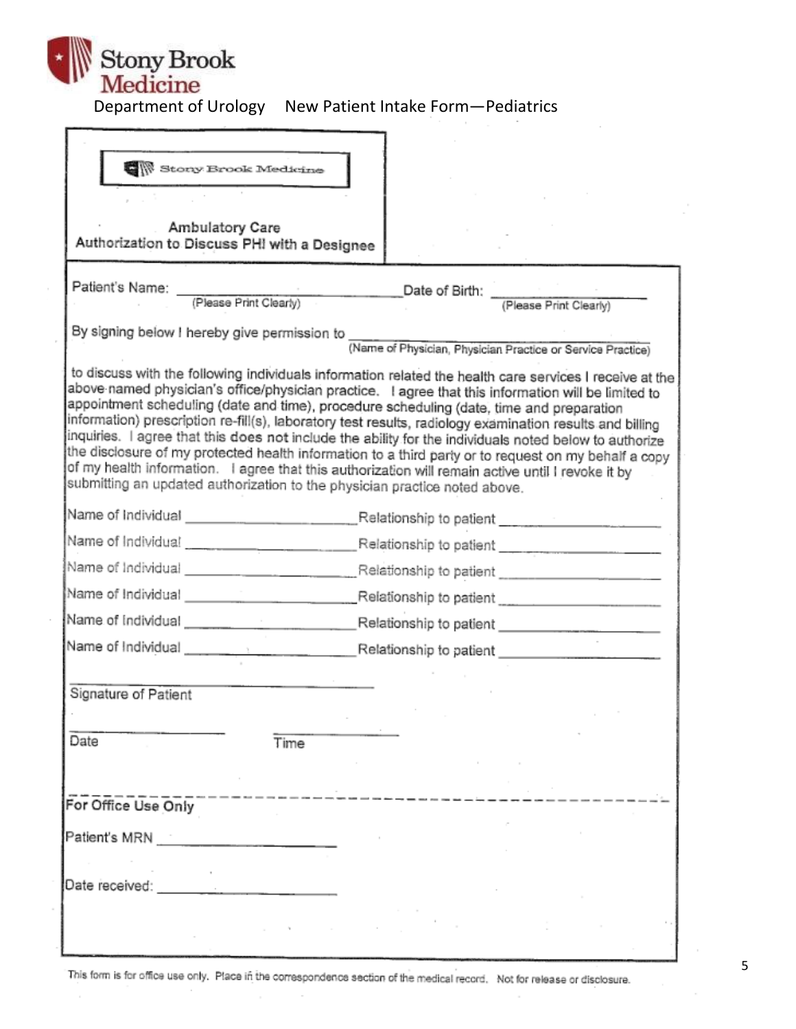Stony Brook Medicine

Department of Urology New Patient Intake Form—Pediatrics

Stony Brook Medicine

## Ambulatory Care
## Authorization to Discuss PHI with a Designee

Patient's Name: ______________________________ Date of Birth: ____________________
(Please Print Clearly) (Please Print Clearly)

By signing below I hereby give permission to ______________________________
(Name of Physician, Physician Practice or Service Practice)

to discuss with the following individuals information related the health care services I receive at the above named physician's office/physician practice. I agree that this information will be limited to appointment scheduling (date and time), procedure scheduling (date, time and preparation information) prescription re-fill(s), laboratory test results, radiology examination results and billing inquiries. I agree that this does **not** include the ability for the individuals noted below to authorize the disclosure of my protected health information to a third party or to request on my behalf a copy of my health information. I agree that this authorization will remain active until I revoke it by submitting an updated authorization to the physician practice noted above.

Name of Individual ____________________ Relationship to patient ____________________

Name of Individual ____________________ Relationship to patient ____________________

Name of Individual ____________________ Relationship to patient ____________________

Name of Individual ____________________ Relationship to patient ____________________

Name of Individual ____________________ Relationship to patient ____________________

Name of Individual ____________________ Relationship to patient ____________________

______________________________
Signature of Patient

____________________ ____________________
Date Time

---

**For Office Use Only**

Patient's MRN ____________________

Date received: ____________________

This form is for office use only. Place in the correspondence section of the medical record. Not for release or disclosure.